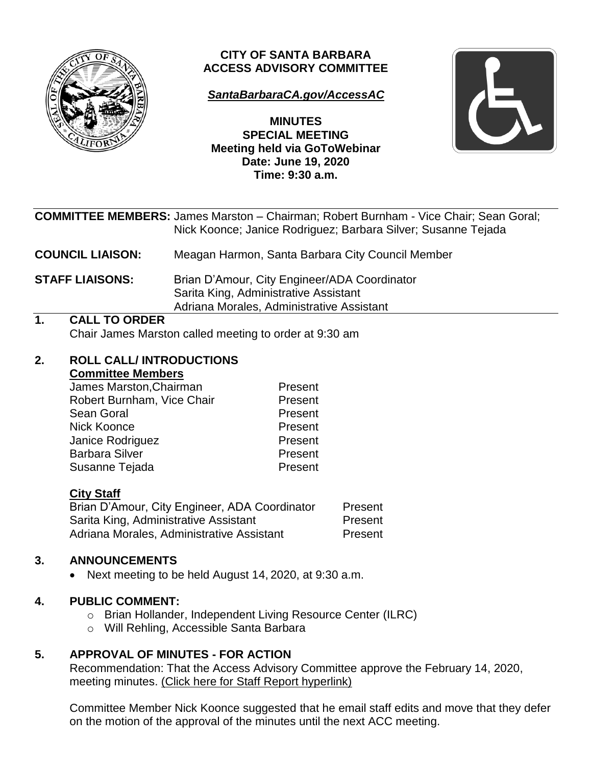# CITY OF SANTA BARBARA ACCESS ADVISORY COMMITTEE

***SantaBarbaraCA.gov/AccessAC***

**MINUTES**
**SPECIAL MEETING**
**Meeting held via GoToWebinar**
**Date: June 19, 2020**
**Time: 9:30 a.m.**

**COMMITTEE MEMBERS:** James Marston – Chairman; Robert Burnham - Vice Chair; Sean Goral; Nick Koonce; Janice Rodriguez; Barbara Silver; Susanne Tejada

**COUNCIL LIAISON:** Meagan Harmon, Santa Barbara City Council Member

**STAFF LIAISONS:** Brian D'Amour, City Engineer/ADA Coordinator
Sarita King, Administrative Assistant
Adriana Morales, Administrative Assistant

## 1. CALL TO ORDER

Chair James Marston called meeting to order at 9:30 am

## 2. ROLL CALL/ INTRODUCTIONS

**Committee Members**

| | |
|---|---|
| James Marston, Chairman | Present |
| Robert Burnham, Vice Chair | Present |
| Sean Goral | Present |
| Nick Koonce | Present |
| Janice Rodriguez | Present |
| Barbara Silver | Present |
| Susanne Tejada | Present |

**City Staff**

| | |
|---|---|
| Brian D'Amour, City Engineer, ADA Coordinator | Present |
| Sarita King, Administrative Assistant | Present |
| Adriana Morales, Administrative Assistant | Present |

## 3. ANNOUNCEMENTS

- Next meeting to be held August 14, 2020, at 9:30 a.m.

## 4. PUBLIC COMMENT:

- Brian Hollander, Independent Living Resource Center (ILRC)
- Will Rehling, Accessible Santa Barbara

## 5. APPROVAL OF MINUTES - FOR ACTION

Recommendation: That the Access Advisory Committee approve the February 14, 2020, meeting minutes. (Click here for Staff Report hyperlink)

Committee Member Nick Koonce suggested that he email staff edits and move that they defer on the motion of the approval of the minutes until the next ACC meeting.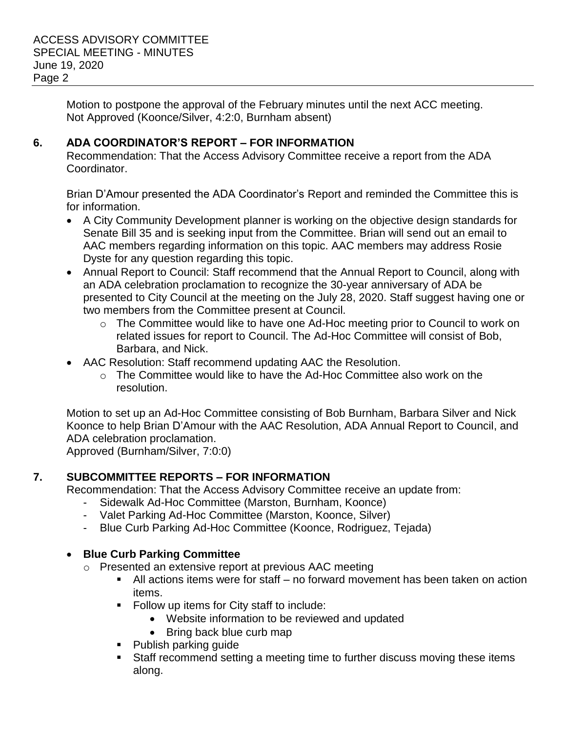Motion to postpone the approval of the February minutes until the next ACC meeting.
Not Approved (Koonce/Silver, 4:2:0, Burnham absent)

## 6. ADA COORDINATOR'S REPORT – FOR INFORMATION

Recommendation: That the Access Advisory Committee receive a report from the ADA Coordinator.

Brian D'Amour presented the ADA Coordinator's Report and reminded the Committee this is for information.

- A City Community Development planner is working on the objective design standards for Senate Bill 35 and is seeking input from the Committee. Brian will send out an email to AAC members regarding information on this topic. AAC members may address Rosie Dyste for any question regarding this topic.
- Annual Report to Council: Staff recommend that the Annual Report to Council, along with an ADA celebration proclamation to recognize the 30-year anniversary of ADA be presented to City Council at the meeting on the July 28, 2020. Staff suggest having one or two members from the Committee present at Council.
  - The Committee would like to have one Ad-Hoc meeting prior to Council to work on related issues for report to Council. The Ad-Hoc Committee will consist of Bob, Barbara, and Nick.
- AAC Resolution: Staff recommend updating AAC the Resolution.
  - The Committee would like to have the Ad-Hoc Committee also work on the resolution.

Motion to set up an Ad-Hoc Committee consisting of Bob Burnham, Barbara Silver and Nick Koonce to help Brian D'Amour with the AAC Resolution, ADA Annual Report to Council, and ADA celebration proclamation.
Approved (Burnham/Silver, 7:0:0)

## 7. SUBCOMMITTEE REPORTS – FOR INFORMATION

Recommendation: That the Access Advisory Committee receive an update from:

- Sidewalk Ad-Hoc Committee (Marston, Burnham, Koonce)
- Valet Parking Ad-Hoc Committee (Marston, Koonce, Silver)
- Blue Curb Parking Ad-Hoc Committee (Koonce, Rodriguez, Tejada)

- **Blue Curb Parking Committee**
  - Presented an extensive report at previous AAC meeting
    - All actions items were for staff – no forward movement has been taken on action items.
    - Follow up items for City staff to include:
      - Website information to be reviewed and updated
      - Bring back blue curb map
    - Publish parking guide
    - Staff recommend setting a meeting time to further discuss moving these items along.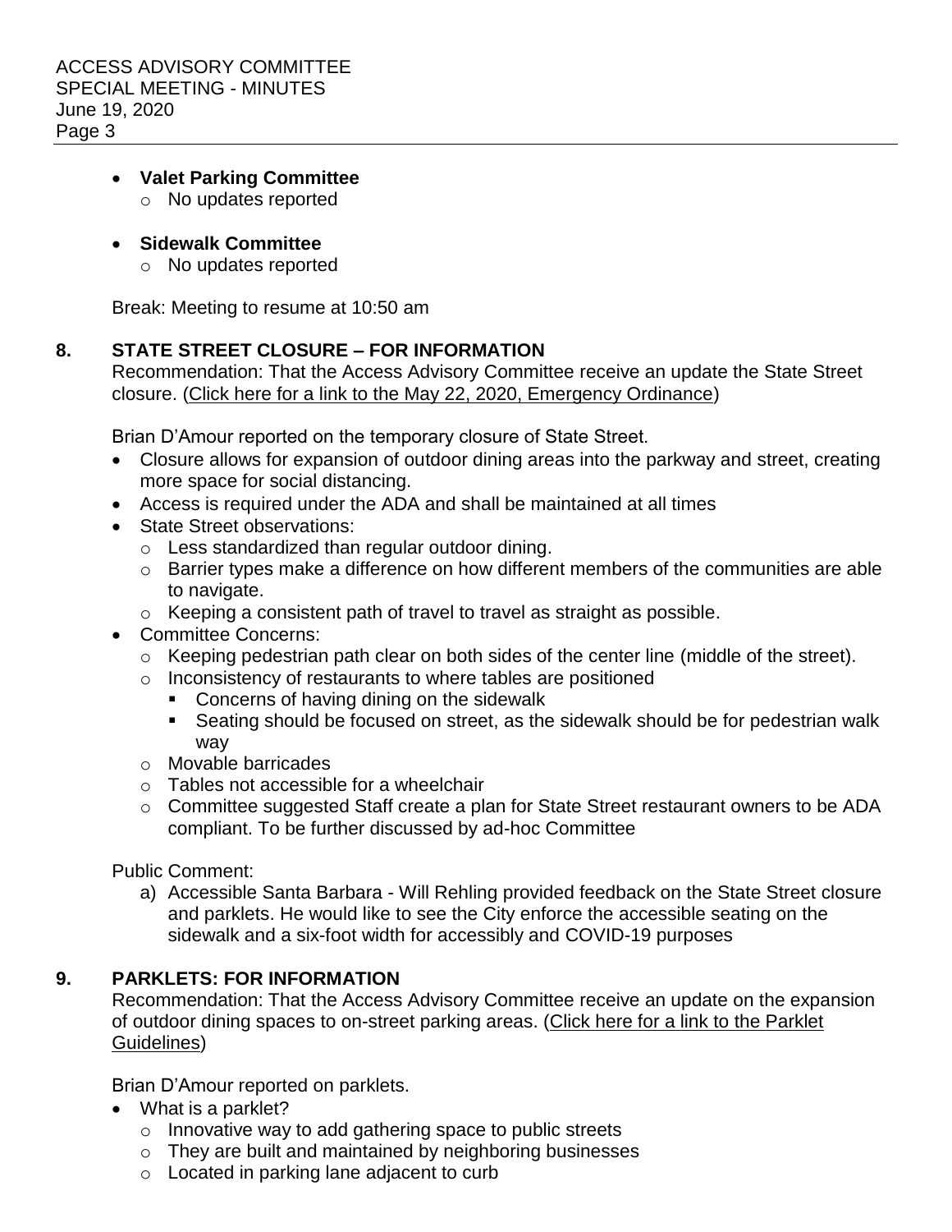- **Valet Parking Committee**
  - No updates reported

- **Sidewalk Committee**
  - No updates reported

Break: Meeting to resume at 10:50 am

## 8. STATE STREET CLOSURE – FOR INFORMATION

Recommendation: That the Access Advisory Committee receive an update the State Street closure. (Click here for a link to the May 22, 2020, Emergency Ordinance)

Brian D'Amour reported on the temporary closure of State Street.

- Closure allows for expansion of outdoor dining areas into the parkway and street, creating more space for social distancing.
- Access is required under the ADA and shall be maintained at all times
- State Street observations:
  - Less standardized than regular outdoor dining.
  - Barrier types make a difference on how different members of the communities are able to navigate.
  - Keeping a consistent path of travel to travel as straight as possible.
- Committee Concerns:
  - Keeping pedestrian path clear on both sides of the center line (middle of the street).
  - Inconsistency of restaurants to where tables are positioned
    - Concerns of having dining on the sidewalk
    - Seating should be focused on street, as the sidewalk should be for pedestrian walk way
  - Movable barricades
  - Tables not accessible for a wheelchair
  - Committee suggested Staff create a plan for State Street restaurant owners to be ADA compliant. To be further discussed by ad-hoc Committee

Public Comment:

a) Accessible Santa Barbara - Will Rehling provided feedback on the State Street closure and parklets. He would like to see the City enforce the accessible seating on the sidewalk and a six-foot width for accessibly and COVID-19 purposes

## 9. PARKLETS: FOR INFORMATION

Recommendation: That the Access Advisory Committee receive an update on the expansion of outdoor dining spaces to on-street parking areas. (Click here for a link to the Parklet Guidelines)

Brian D'Amour reported on parklets.

- What is a parklet?
  - Innovative way to add gathering space to public streets
  - They are built and maintained by neighboring businesses
  - Located in parking lane adjacent to curb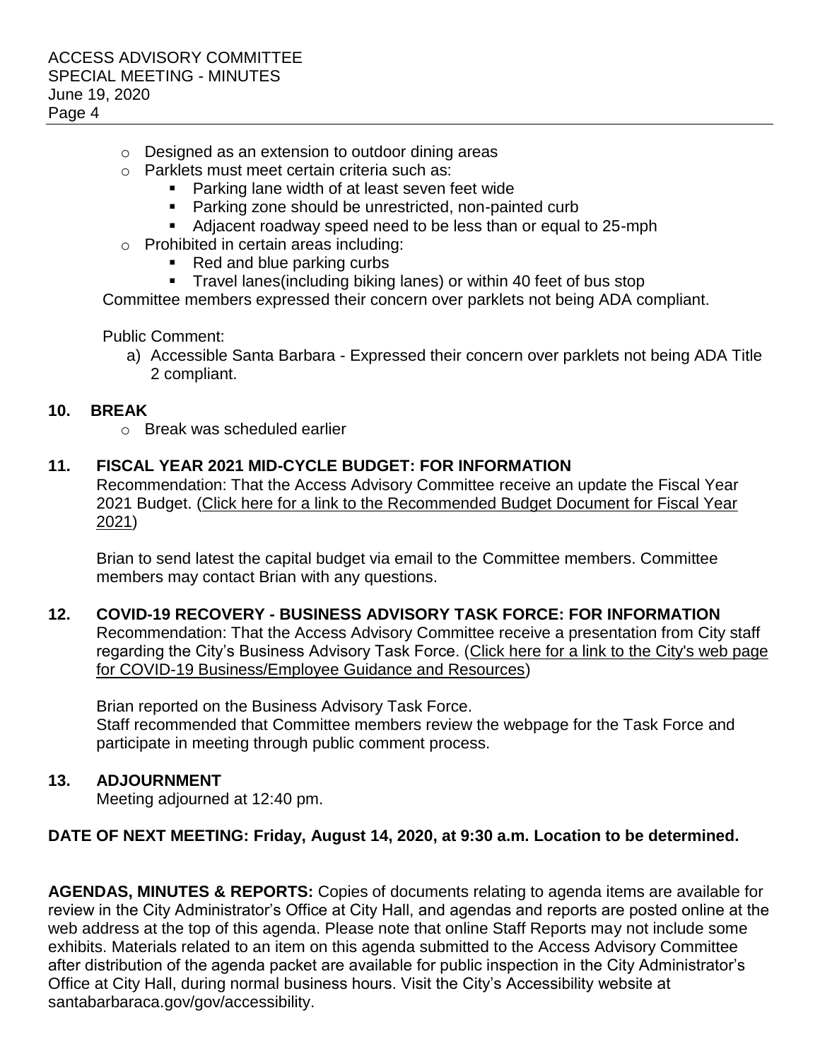- Designed as an extension to outdoor dining areas
- Parklets must meet certain criteria such as:
  - Parking lane width of at least seven feet wide
  - Parking zone should be unrestricted, non-painted curb
  - Adjacent roadway speed need to be less than or equal to 25-mph
- Prohibited in certain areas including:
  - Red and blue parking curbs
  - Travel lanes(including biking lanes) or within 40 feet of bus stop

Committee members expressed their concern over parklets not being ADA compliant.

Public Comment:

a) Accessible Santa Barbara - Expressed their concern over parklets not being ADA Title 2 compliant.

## 10. BREAK

- Break was scheduled earlier

## 11. FISCAL YEAR 2021 MID-CYCLE BUDGET: FOR INFORMATION

Recommendation: That the Access Advisory Committee receive an update the Fiscal Year 2021 Budget. (Click here for a link to the Recommended Budget Document for Fiscal Year 2021)

Brian to send latest the capital budget via email to the Committee members. Committee members may contact Brian with any questions.

## 12. COVID-19 RECOVERY - BUSINESS ADVISORY TASK FORCE: FOR INFORMATION

Recommendation: That the Access Advisory Committee receive a presentation from City staff regarding the City's Business Advisory Task Force. (Click here for a link to the City's web page for COVID-19 Business/Employee Guidance and Resources)

Brian reported on the Business Advisory Task Force.
Staff recommended that Committee members review the webpage for the Task Force and participate in meeting through public comment process.

## 13. ADJOURNMENT

Meeting adjourned at 12:40 pm.

**DATE OF NEXT MEETING: Friday, August 14, 2020, at 9:30 a.m. Location to be determined.**

**AGENDAS, MINUTES & REPORTS:** Copies of documents relating to agenda items are available for review in the City Administrator's Office at City Hall, and agendas and reports are posted online at the web address at the top of this agenda. Please note that online Staff Reports may not include some exhibits. Materials related to an item on this agenda submitted to the Access Advisory Committee after distribution of the agenda packet are available for public inspection in the City Administrator's Office at City Hall, during normal business hours. Visit the City's Accessibility website at santabarbaraca.gov/gov/accessibility.